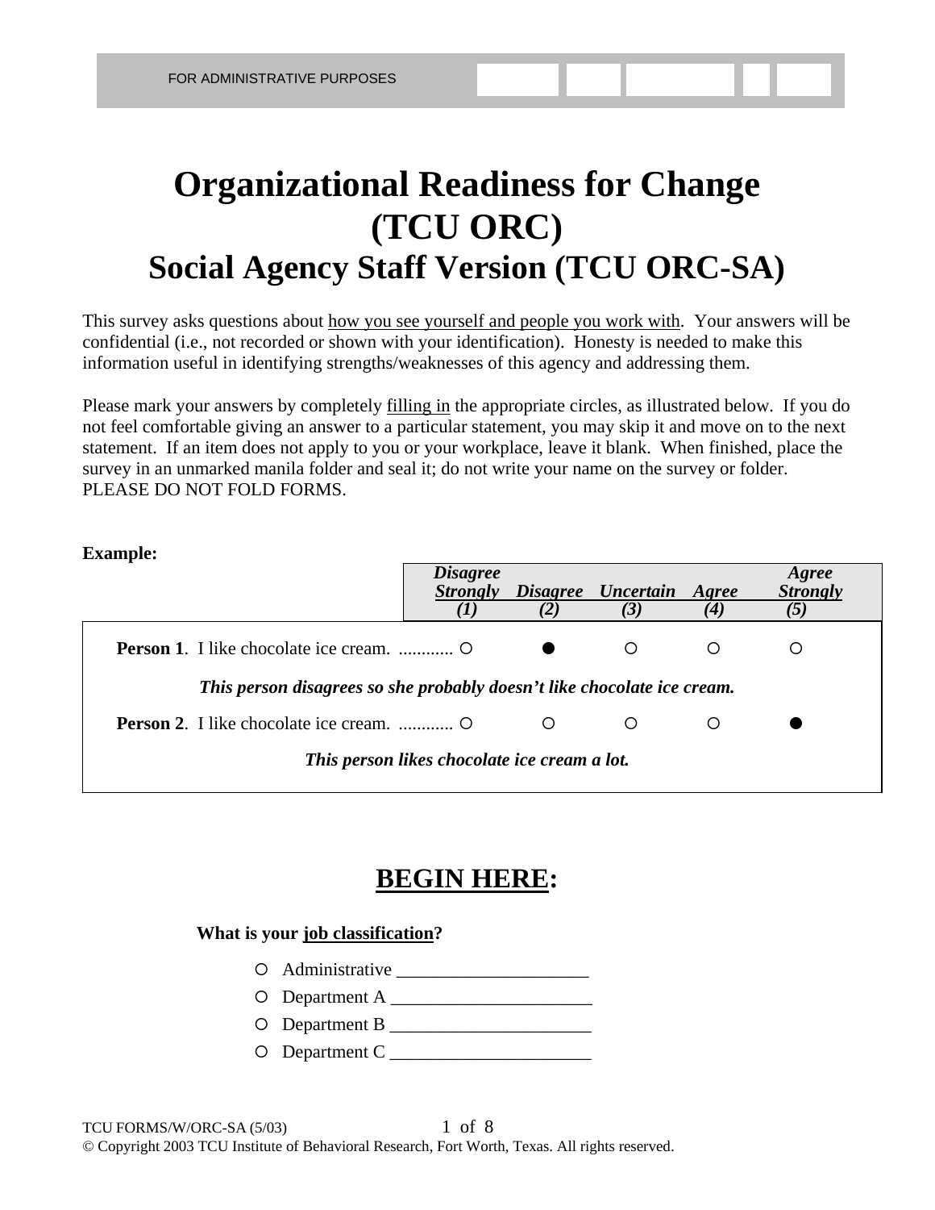FOR ADMINISTRATIVE PURPOSES

# Organizational Readiness for Change (TCU ORC)

## Social Agency Staff Version (TCU ORC-SA)

This survey asks questions about how you see yourself and people you work with. Your answers will be confidential (i.e., not recorded or shown with your identification). Honesty is needed to make this information useful in identifying strengths/weaknesses of this agency and addressing them.

Please mark your answers by completely filling in the appropriate circles, as illustrated below. If you do not feel comfortable giving an answer to a particular statement, you may skip it and move on to the next statement. If an item does not apply to you or your workplace, leave it blank. When finished, place the survey in an unmarked manila folder and seal it; do not write your name on the survey or folder. PLEASE DO NOT FOLD FORMS.

**Example:**

| | *Disagree Strongly (1)* | *Disagree (2)* | *Uncertain (3)* | *Agree (4)* | *Agree Strongly (5)* |
|---|---|---|---|---|---|
| **Person 1**. I like chocolate ice cream. ............ | ○ | ● | ○ | ○ | ○ |
| ***This person disagrees so she probably doesn't like chocolate ice cream.*** | | | | | |
| **Person 2**. I like chocolate ice cream. ............ | ○ | ○ | ○ | ○ | ● |
| ***This person likes chocolate ice cream a lot.*** | | | | | |

## BEGIN HERE:

**What is your job classification?**

- ○ Administrative ____________________
- ○ Department A ______________________
- ○ Department B ______________________
- ○ Department C ______________________

TCU FORMS/W/ORC-SA (5/03)

© Copyright 2003 TCU Institute of Behavioral Research, Fort Worth, Texas. All rights reserved.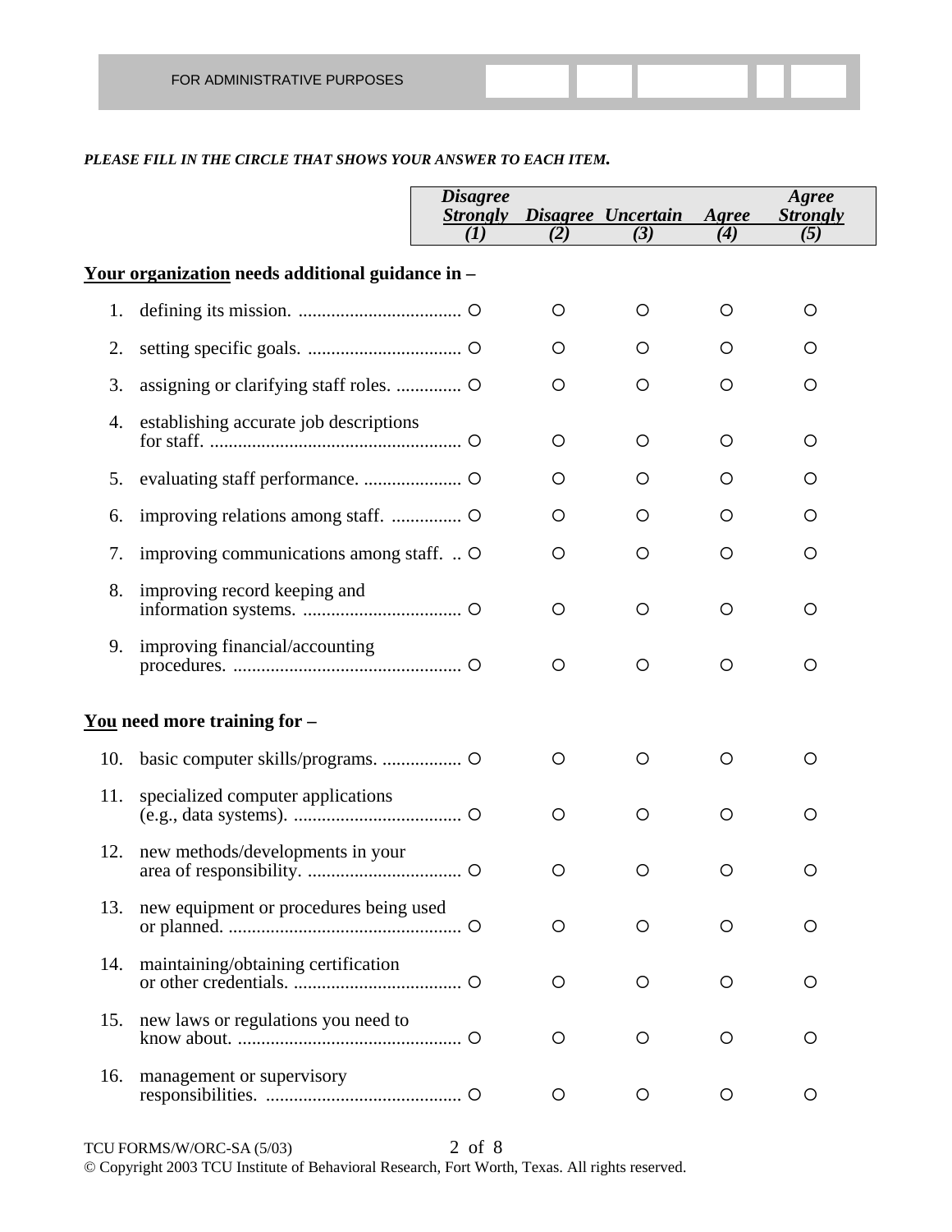FOR ADMINISTRATIVE PURPOSES

***PLEASE FILL IN THE CIRCLE THAT SHOWS YOUR ANSWER TO EACH ITEM.***

| | *Disagree Strongly (1)* | *Disagree (2)* | *Uncertain (3)* | *Agree (4)* | *Agree Strongly (5)* |
|---|---|---|---|---|---|
| **<u>Your organization</u> needs additional guidance in –** | | | | | |
| 1. defining its mission. | O | O | O | O | O |
| 2. setting specific goals. | O | O | O | O | O |
| 3. assigning or clarifying staff roles. | O | O | O | O | O |
| 4. establishing accurate job descriptions for staff. | O | O | O | O | O |
| 5. evaluating staff performance. | O | O | O | O | O |
| 6. improving relations among staff. | O | O | O | O | O |
| 7. improving communications among staff. | O | O | O | O | O |
| 8. improving record keeping and information systems. | O | O | O | O | O |
| 9. improving financial/accounting procedures. | O | O | O | O | O |
| **<u>You</u> need more training for –** | | | | | |
| 10. basic computer skills/programs. | O | O | O | O | O |
| 11. specialized computer applications (e.g., data systems). | O | O | O | O | O |
| 12. new methods/developments in your area of responsibility. | O | O | O | O | O |
| 13. new equipment or procedures being used or planned. | O | O | O | O | O |
| 14. maintaining/obtaining certification or other credentials. | O | O | O | O | O |
| 15. new laws or regulations you need to know about. | O | O | O | O | O |
| 16. management or supervisory responsibilities. | O | O | O | O | O |

TCU FORMS/W/ORC-SA (5/03)

© Copyright 2003 TCU Institute of Behavioral Research, Fort Worth, Texas. All rights reserved.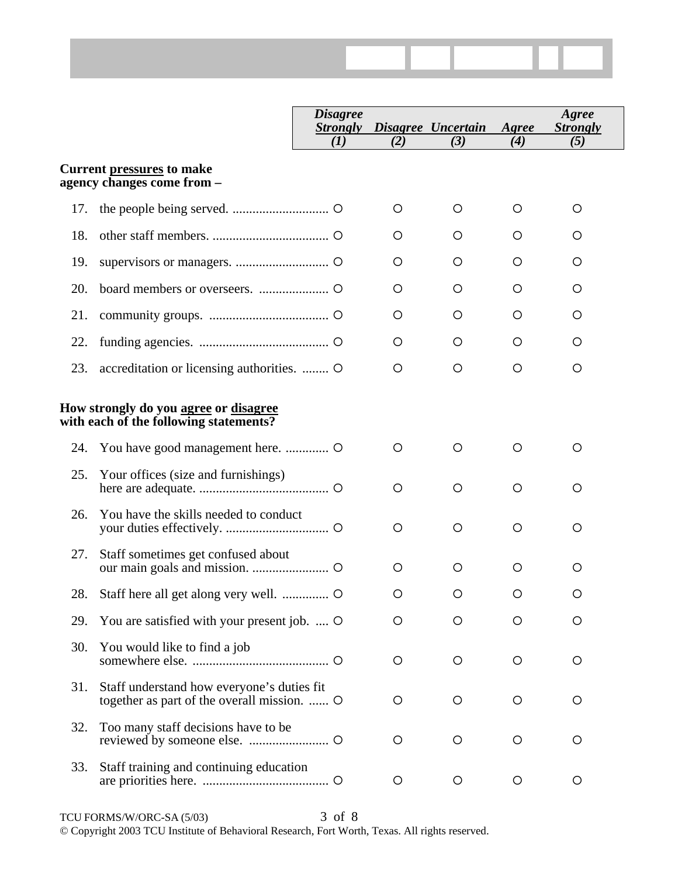| | Disagree Strongly (1) | Disagree (2) | Uncertain (3) | Agree (4) | Agree Strongly (5) |
|---|---|---|---|---|---|
| **Current pressures to make agency changes come from –** | | | | | |
| 17. the people being served. | ○ | ○ | ○ | ○ | ○ |
| 18. other staff members. | ○ | ○ | ○ | ○ | ○ |
| 19. supervisors or managers. | ○ | ○ | ○ | ○ | ○ |
| 20. board members or overseers. | ○ | ○ | ○ | ○ | ○ |
| 21. community groups. | ○ | ○ | ○ | ○ | ○ |
| 22. funding agencies. | ○ | ○ | ○ | ○ | ○ |
| 23. accreditation or licensing authorities. | ○ | ○ | ○ | ○ | ○ |
| **How strongly do you agree or disagree with each of the following statements?** | | | | | |
| 24. You have good management here. | ○ | ○ | ○ | ○ | ○ |
| 25. Your offices (size and furnishings) here are adequate. | ○ | ○ | ○ | ○ | ○ |
| 26. You have the skills needed to conduct your duties effectively. | ○ | ○ | ○ | ○ | ○ |
| 27. Staff sometimes get confused about our main goals and mission. | ○ | ○ | ○ | ○ | ○ |
| 28. Staff here all get along very well. | ○ | ○ | ○ | ○ | ○ |
| 29. You are satisfied with your present job. | ○ | ○ | ○ | ○ | ○ |
| 30. You would like to find a job somewhere else. | ○ | ○ | ○ | ○ | ○ |
| 31. Staff understand how everyone's duties fit together as part of the overall mission. | ○ | ○ | ○ | ○ | ○ |
| 32. Too many staff decisions have to be reviewed by someone else. | ○ | ○ | ○ | ○ | ○ |
| 33. Staff training and continuing education are priorities here. | ○ | ○ | ○ | ○ | ○ |

TCU FORMS/W/ORC-SA (5/03)

© Copyright 2003 TCU Institute of Behavioral Research, Fort Worth, Texas. All rights reserved.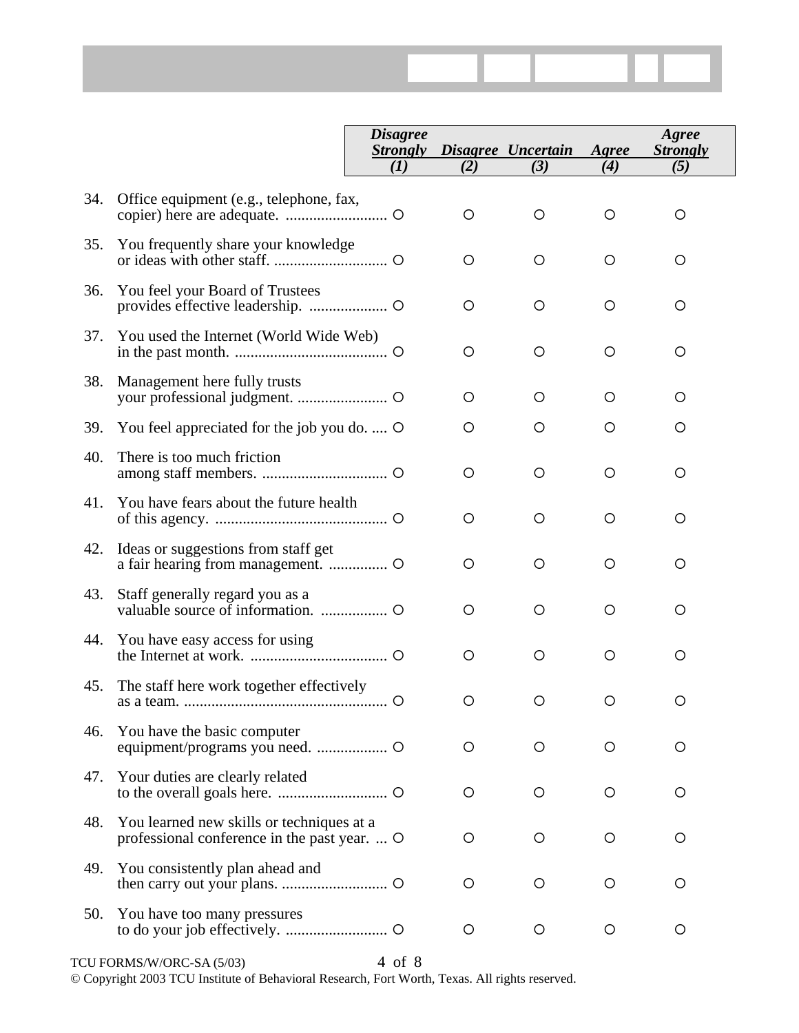| | Disagree Strongly (1) | Disagree (2) | Uncertain (3) | Agree (4) | Agree Strongly (5) |
|---|---|---|---|---|---|
| 34. Office equipment (e.g., telephone, fax, copier) here are adequate. | ○ | ○ | ○ | ○ | ○ |
| 35. You frequently share your knowledge or ideas with other staff. | ○ | ○ | ○ | ○ | ○ |
| 36. You feel your Board of Trustees provides effective leadership. | ○ | ○ | ○ | ○ | ○ |
| 37. You used the Internet (World Wide Web) in the past month. | ○ | ○ | ○ | ○ | ○ |
| 38. Management here fully trusts your professional judgment. | ○ | ○ | ○ | ○ | ○ |
| 39. You feel appreciated for the job you do. | ○ | ○ | ○ | ○ | ○ |
| 40. There is too much friction among staff members. | ○ | ○ | ○ | ○ | ○ |
| 41. You have fears about the future health of this agency. | ○ | ○ | ○ | ○ | ○ |
| 42. Ideas or suggestions from staff get a fair hearing from management. | ○ | ○ | ○ | ○ | ○ |
| 43. Staff generally regard you as a valuable source of information. | ○ | ○ | ○ | ○ | ○ |
| 44. You have easy access for using the Internet at work. | ○ | ○ | ○ | ○ | ○ |
| 45. The staff here work together effectively as a team. | ○ | ○ | ○ | ○ | ○ |
| 46. You have the basic computer equipment/programs you need. | ○ | ○ | ○ | ○ | ○ |
| 47. Your duties are clearly related to the overall goals here. | ○ | ○ | ○ | ○ | ○ |
| 48. You learned new skills or techniques at a professional conference in the past year. | ○ | ○ | ○ | ○ | ○ |
| 49. You consistently plan ahead and then carry out your plans. | ○ | ○ | ○ | ○ | ○ |
| 50. You have too many pressures to do your job effectively. | ○ | ○ | ○ | ○ | ○ |

TCU FORMS/W/ORC-SA (5/03)

© Copyright 2003 TCU Institute of Behavioral Research, Fort Worth, Texas. All rights reserved.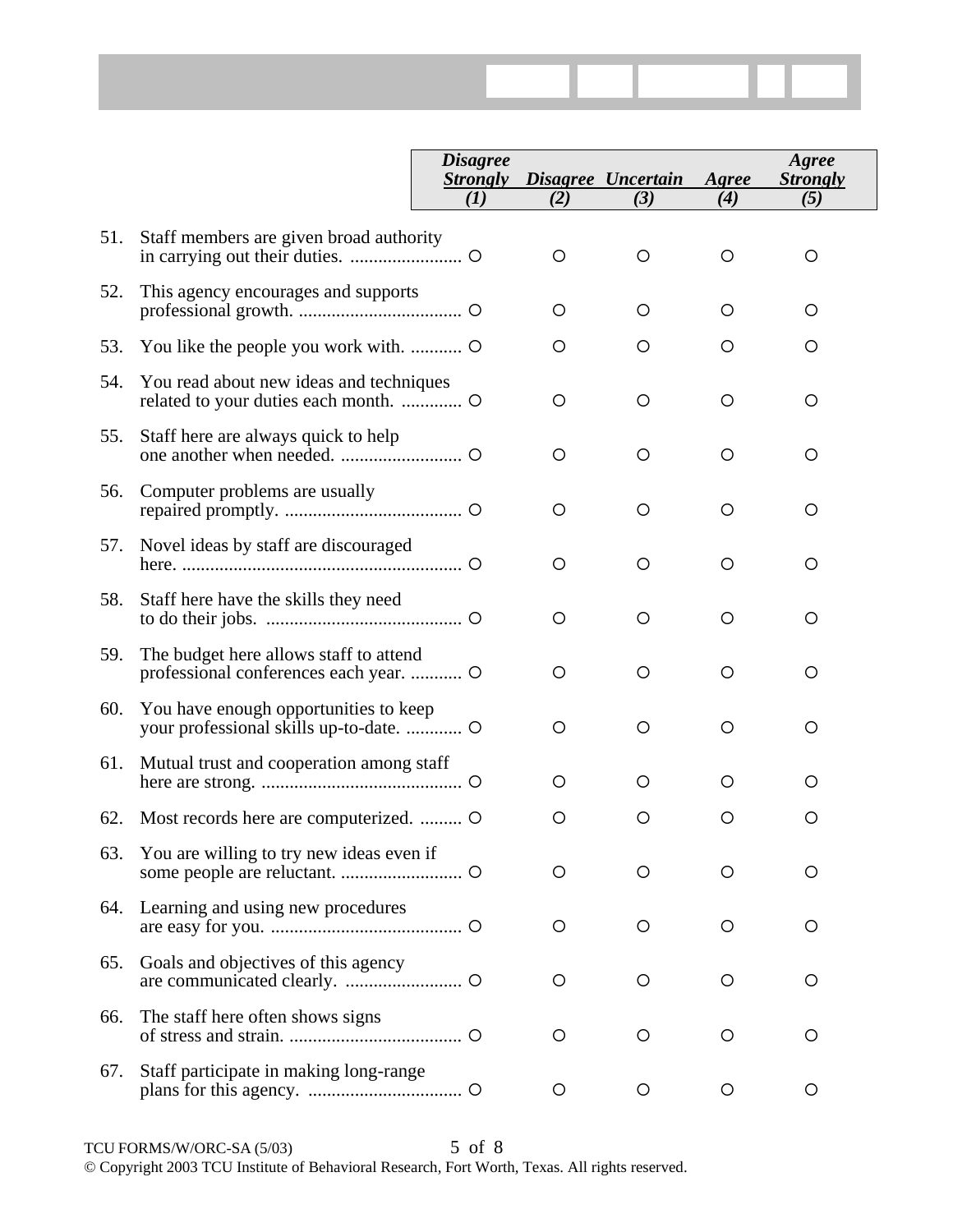| | Disagree Strongly (1) | Disagree (2) | Uncertain (3) | Agree (4) | Agree Strongly (5) |
|---|---|---|---|---|---|
| 51. Staff members are given broad authority in carrying out their duties. | ○ | ○ | ○ | ○ | ○ |
| 52. This agency encourages and supports professional growth. | ○ | ○ | ○ | ○ | ○ |
| 53. You like the people you work with. | ○ | ○ | ○ | ○ | ○ |
| 54. You read about new ideas and techniques related to your duties each month. | ○ | ○ | ○ | ○ | ○ |
| 55. Staff here are always quick to help one another when needed. | ○ | ○ | ○ | ○ | ○ |
| 56. Computer problems are usually repaired promptly. | ○ | ○ | ○ | ○ | ○ |
| 57. Novel ideas by staff are discouraged here. | ○ | ○ | ○ | ○ | ○ |
| 58. Staff here have the skills they need to do their jobs. | ○ | ○ | ○ | ○ | ○ |
| 59. The budget here allows staff to attend professional conferences each year. | ○ | ○ | ○ | ○ | ○ |
| 60. You have enough opportunities to keep your professional skills up-to-date. | ○ | ○ | ○ | ○ | ○ |
| 61. Mutual trust and cooperation among staff here are strong. | ○ | ○ | ○ | ○ | ○ |
| 62. Most records here are computerized. | ○ | ○ | ○ | ○ | ○ |
| 63. You are willing to try new ideas even if some people are reluctant. | ○ | ○ | ○ | ○ | ○ |
| 64. Learning and using new procedures are easy for you. | ○ | ○ | ○ | ○ | ○ |
| 65. Goals and objectives of this agency are communicated clearly. | ○ | ○ | ○ | ○ | ○ |
| 66. The staff here often shows signs of stress and strain. | ○ | ○ | ○ | ○ | ○ |
| 67. Staff participate in making long-range plans for this agency. | ○ | ○ | ○ | ○ | ○ |

TCU FORMS/W/ORC-SA (5/03)

© Copyright 2003 TCU Institute of Behavioral Research, Fort Worth, Texas. All rights reserved.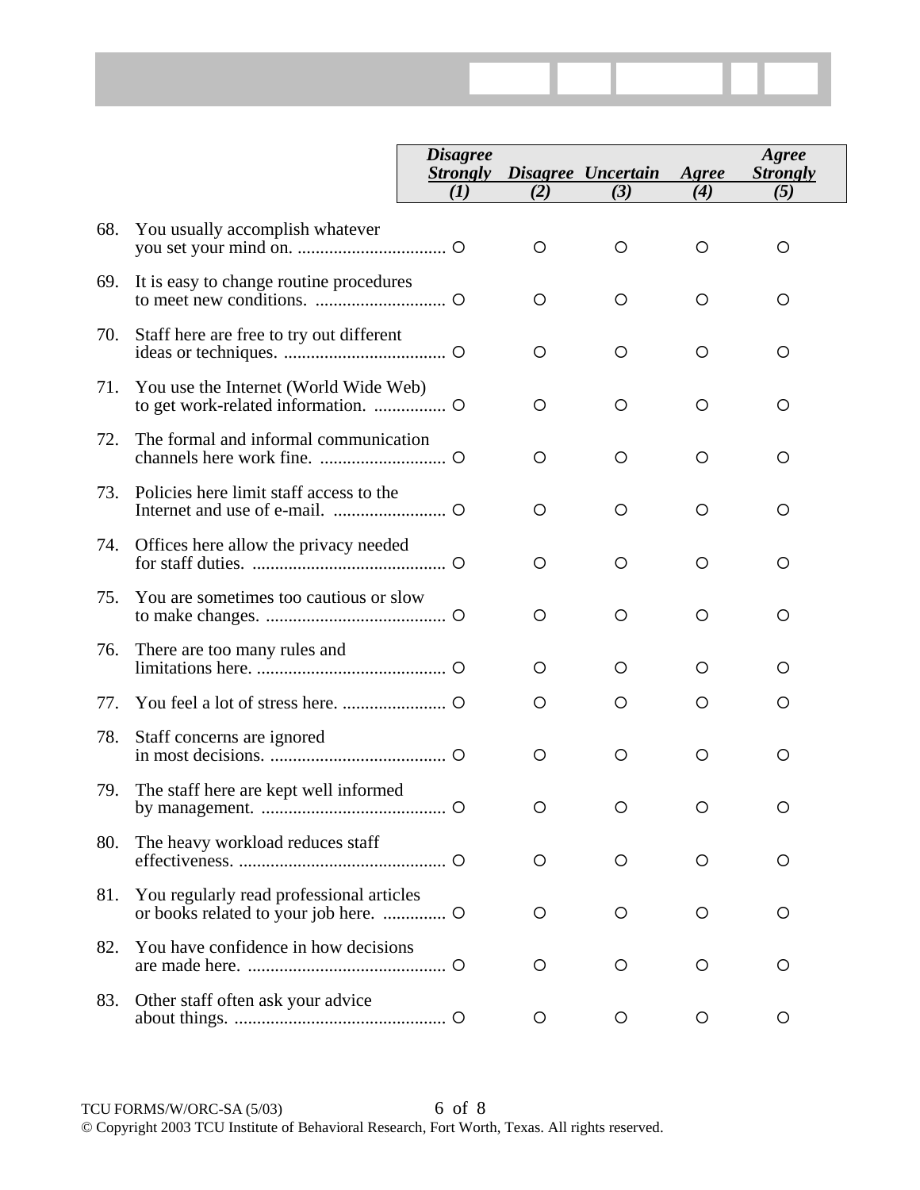| | Disagree Strongly (1) | Disagree (2) | Uncertain (3) | Agree (4) | Agree Strongly (5) |
|---|---|---|---|---|---|
| 68. You usually accomplish whatever you set your mind on. | ○ | ○ | ○ | ○ | ○ |
| 69. It is easy to change routine procedures to meet new conditions. | ○ | ○ | ○ | ○ | ○ |
| 70. Staff here are free to try out different ideas or techniques. | ○ | ○ | ○ | ○ | ○ |
| 71. You use the Internet (World Wide Web) to get work-related information. | ○ | ○ | ○ | ○ | ○ |
| 72. The formal and informal communication channels here work fine. | ○ | ○ | ○ | ○ | ○ |
| 73. Policies here limit staff access to the Internet and use of e-mail. | ○ | ○ | ○ | ○ | ○ |
| 74. Offices here allow the privacy needed for staff duties. | ○ | ○ | ○ | ○ | ○ |
| 75. You are sometimes too cautious or slow to make changes. | ○ | ○ | ○ | ○ | ○ |
| 76. There are too many rules and limitations here. | ○ | ○ | ○ | ○ | ○ |
| 77. You feel a lot of stress here. | ○ | ○ | ○ | ○ | ○ |
| 78. Staff concerns are ignored in most decisions. | ○ | ○ | ○ | ○ | ○ |
| 79. The staff here are kept well informed by management. | ○ | ○ | ○ | ○ | ○ |
| 80. The heavy workload reduces staff effectiveness. | ○ | ○ | ○ | ○ | ○ |
| 81. You regularly read professional articles or books related to your job here. | ○ | ○ | ○ | ○ | ○ |
| 82. You have confidence in how decisions are made here. | ○ | ○ | ○ | ○ | ○ |
| 83. Other staff often ask your advice about things. | ○ | ○ | ○ | ○ | ○ |

TCU FORMS/W/ORC-SA (5/03)

© Copyright 2003 TCU Institute of Behavioral Research, Fort Worth, Texas. All rights reserved.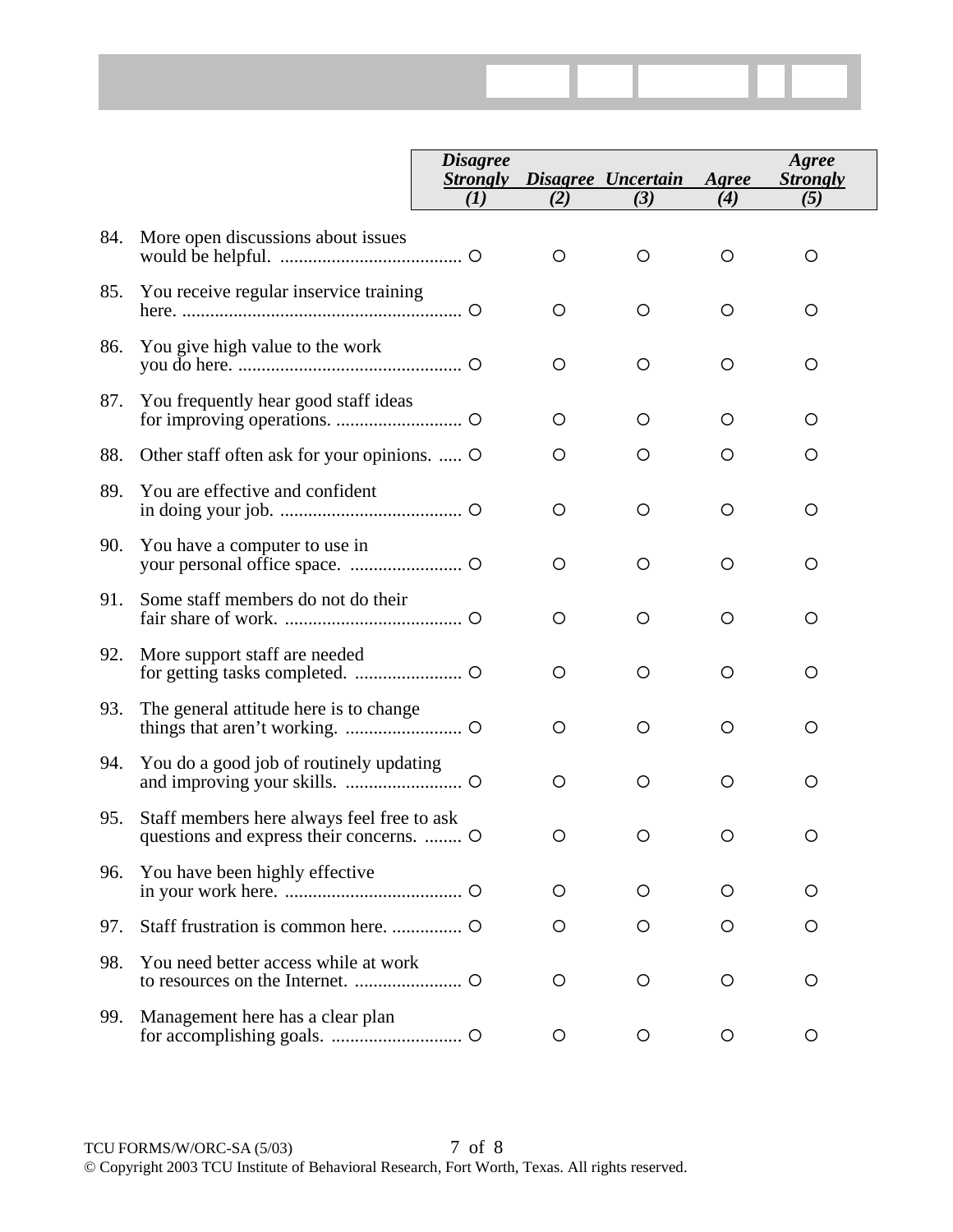| | | *Disagree Strongly (1)* | *Disagree (2)* | *Uncertain (3)* | *Agree (4)* | *Agree Strongly (5)* |
|---|---|---|---|---|---|---|
| 84. | More open discussions about issues would be helpful. | ○ | ○ | ○ | ○ | ○ |
| 85. | You receive regular inservice training here. | ○ | ○ | ○ | ○ | ○ |
| 86. | You give high value to the work you do here. | ○ | ○ | ○ | ○ | ○ |
| 87. | You frequently hear good staff ideas for improving operations. | ○ | ○ | ○ | ○ | ○ |
| 88. | Other staff often ask for your opinions. | ○ | ○ | ○ | ○ | ○ |
| 89. | You are effective and confident in doing your job. | ○ | ○ | ○ | ○ | ○ |
| 90. | You have a computer to use in your personal office space. | ○ | ○ | ○ | ○ | ○ |
| 91. | Some staff members do not do their fair share of work. | ○ | ○ | ○ | ○ | ○ |
| 92. | More support staff are needed for getting tasks completed. | ○ | ○ | ○ | ○ | ○ |
| 93. | The general attitude here is to change things that aren't working. | ○ | ○ | ○ | ○ | ○ |
| 94. | You do a good job of routinely updating and improving your skills. | ○ | ○ | ○ | ○ | ○ |
| 95. | Staff members here always feel free to ask questions and express their concerns. | ○ | ○ | ○ | ○ | ○ |
| 96. | You have been highly effective in your work here. | ○ | ○ | ○ | ○ | ○ |
| 97. | Staff frustration is common here. | ○ | ○ | ○ | ○ | ○ |
| 98. | You need better access while at work to resources on the Internet. | ○ | ○ | ○ | ○ | ○ |
| 99. | Management here has a clear plan for accomplishing goals. | ○ | ○ | ○ | ○ | ○ |

TCU FORMS/W/ORC-SA (5/03)

© Copyright 2003 TCU Institute of Behavioral Research, Fort Worth, Texas. All rights reserved.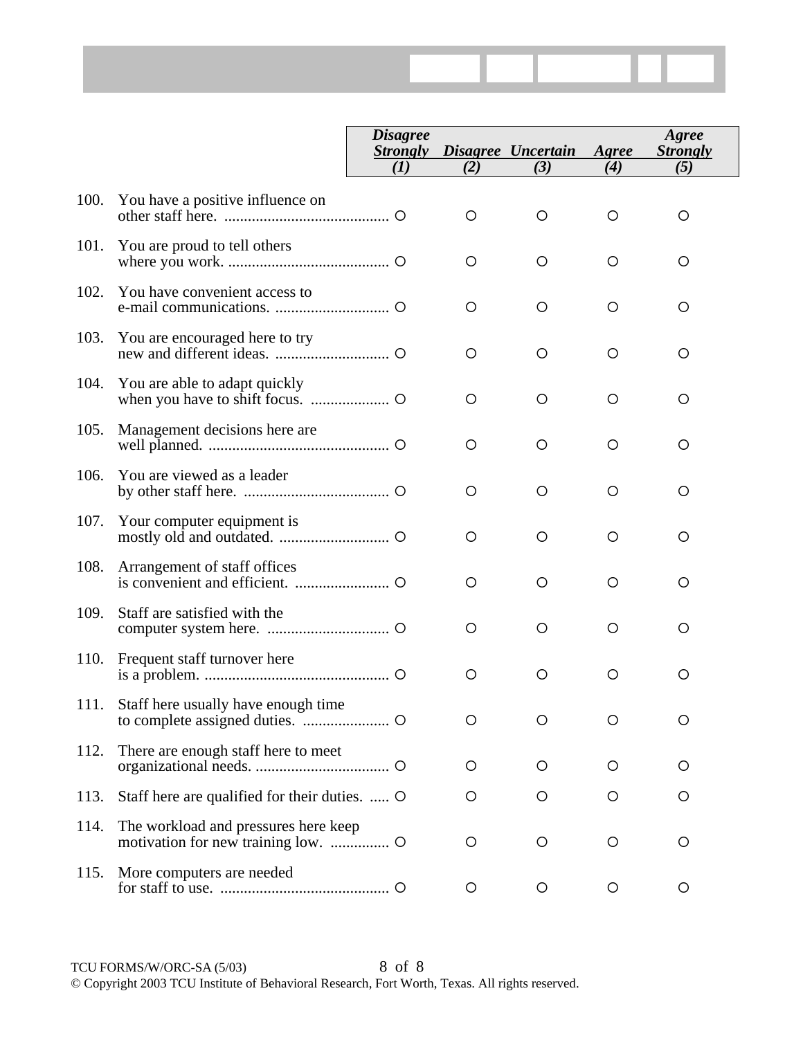| | Disagree Strongly (1) | Disagree (2) | Uncertain (3) | Agree (4) | Agree Strongly (5) |
|---|---|---|---|---|---|
| 100. You have a positive influence on other staff here. | ○ | ○ | ○ | ○ | ○ |
| 101. You are proud to tell others where you work. | ○ | ○ | ○ | ○ | ○ |
| 102. You have convenient access to e-mail communications. | ○ | ○ | ○ | ○ | ○ |
| 103. You are encouraged here to try new and different ideas. | ○ | ○ | ○ | ○ | ○ |
| 104. You are able to adapt quickly when you have to shift focus. | ○ | ○ | ○ | ○ | ○ |
| 105. Management decisions here are well planned. | ○ | ○ | ○ | ○ | ○ |
| 106. You are viewed as a leader by other staff here. | ○ | ○ | ○ | ○ | ○ |
| 107. Your computer equipment is mostly old and outdated. | ○ | ○ | ○ | ○ | ○ |
| 108. Arrangement of staff offices is convenient and efficient. | ○ | ○ | ○ | ○ | ○ |
| 109. Staff are satisfied with the computer system here. | ○ | ○ | ○ | ○ | ○ |
| 110. Frequent staff turnover here is a problem. | ○ | ○ | ○ | ○ | ○ |
| 111. Staff here usually have enough time to complete assigned duties. | ○ | ○ | ○ | ○ | ○ |
| 112. There are enough staff here to meet organizational needs. | ○ | ○ | ○ | ○ | ○ |
| 113. Staff here are qualified for their duties. | ○ | ○ | ○ | ○ | ○ |
| 114. The workload and pressures here keep motivation for new training low. | ○ | ○ | ○ | ○ | ○ |
| 115. More computers are needed for staff to use. | ○ | ○ | ○ | ○ | ○ |

TCU FORMS/W/ORC-SA (5/03)

© Copyright 2003 TCU Institute of Behavioral Research, Fort Worth, Texas. All rights reserved.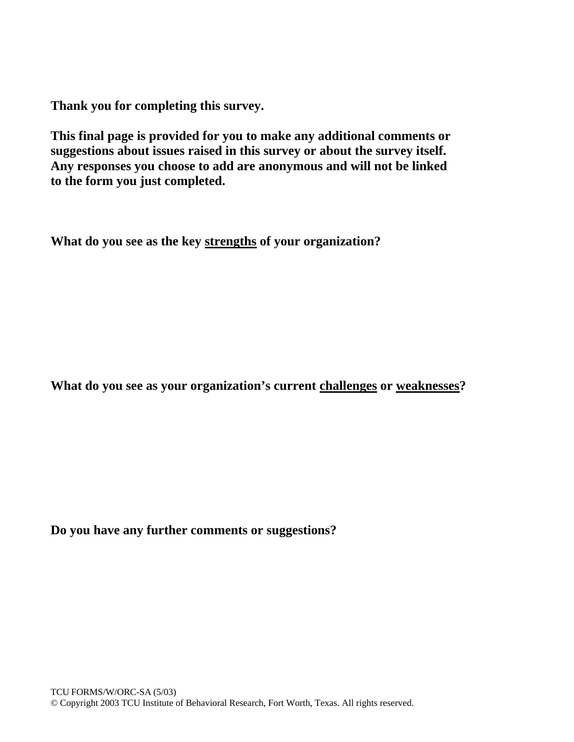**Thank you for completing this survey.**

**This final page is provided for you to make any additional comments or suggestions about issues raised in this survey or about the survey itself. Any responses you choose to add are anonymous and will not be linked to the form you just completed.**

**What do you see as the key <u>strengths</u> of your organization?**

**What do you see as your organization's current <u>challenges</u> or <u>weaknesses</u>?**

**Do you have any further comments or suggestions?**

TCU FORMS/W/ORC-SA (5/03)
© Copyright 2003 TCU Institute of Behavioral Research, Fort Worth, Texas. All rights reserved.